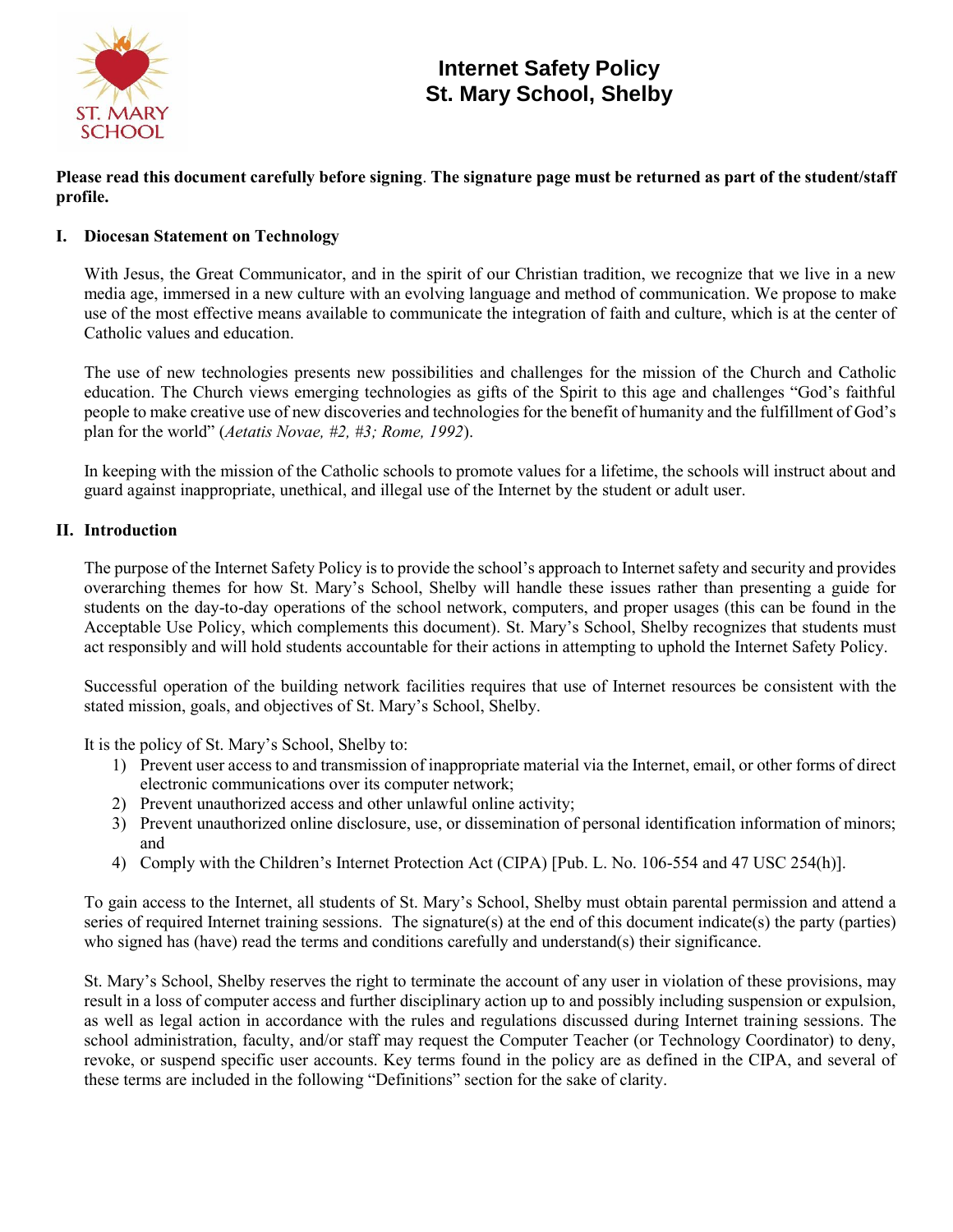# Internet Safety Policy
# St. Mary School, Shelby

**Please read this document carefully before signing**. **The signature page must be returned as part of the student/staff profile.**

## I. Diocesan Statement on Technology

With Jesus, the Great Communicator, and in the spirit of our Christian tradition, we recognize that we live in a new media age, immersed in a new culture with an evolving language and method of communication. We propose to make use of the most effective means available to communicate the integration of faith and culture, which is at the center of Catholic values and education.

The use of new technologies presents new possibilities and challenges for the mission of the Church and Catholic education. The Church views emerging technologies as gifts of the Spirit to this age and challenges "God's faithful people to make creative use of new discoveries and technologies for the benefit of humanity and the fulfillment of God's plan for the world" (*Aetatis Novae, #2, #3; Rome, 1992*).

In keeping with the mission of the Catholic schools to promote values for a lifetime, the schools will instruct about and guard against inappropriate, unethical, and illegal use of the Internet by the student or adult user.

## II. Introduction

The purpose of the Internet Safety Policy is to provide the school's approach to Internet safety and security and provides overarching themes for how St. Mary's School, Shelby will handle these issues rather than presenting a guide for students on the day-to-day operations of the school network, computers, and proper usages (this can be found in the Acceptable Use Policy, which complements this document). St. Mary's School, Shelby recognizes that students must act responsibly and will hold students accountable for their actions in attempting to uphold the Internet Safety Policy.

Successful operation of the building network facilities requires that use of Internet resources be consistent with the stated mission, goals, and objectives of St. Mary's School, Shelby.

It is the policy of St. Mary's School, Shelby to:

1) Prevent user access to and transmission of inappropriate material via the Internet, email, or other forms of direct electronic communications over its computer network;
2) Prevent unauthorized access and other unlawful online activity;
3) Prevent unauthorized online disclosure, use, or dissemination of personal identification information of minors; and
4) Comply with the Children's Internet Protection Act (CIPA) [Pub. L. No. 106-554 and 47 USC 254(h)].

To gain access to the Internet, all students of St. Mary's School, Shelby must obtain parental permission and attend a series of required Internet training sessions. The signature(s) at the end of this document indicate(s) the party (parties) who signed has (have) read the terms and conditions carefully and understand(s) their significance.

St. Mary's School, Shelby reserves the right to terminate the account of any user in violation of these provisions, may result in a loss of computer access and further disciplinary action up to and possibly including suspension or expulsion, as well as legal action in accordance with the rules and regulations discussed during Internet training sessions. The school administration, faculty, and/or staff may request the Computer Teacher (or Technology Coordinator) to deny, revoke, or suspend specific user accounts. Key terms found in the policy are as defined in the CIPA, and several of these terms are included in the following "Definitions" section for the sake of clarity.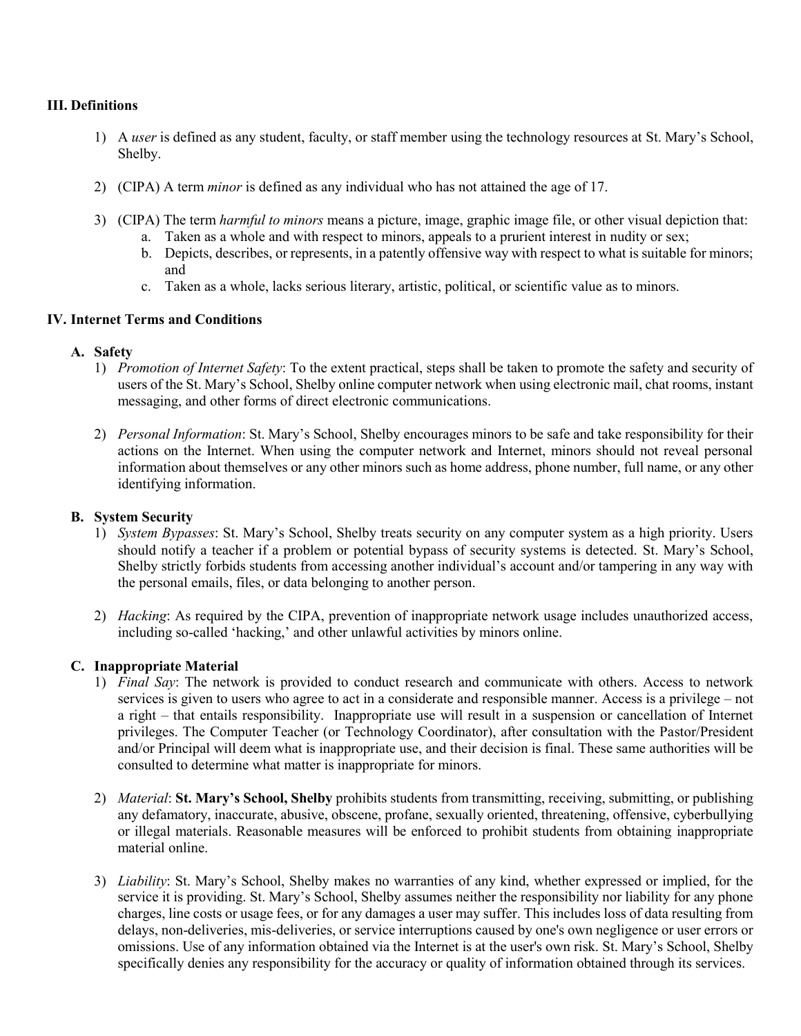## III. Definitions

1) A *user* is defined as any student, faculty, or staff member using the technology resources at St. Mary's School, Shelby.

2) (CIPA) A term *minor* is defined as any individual who has not attained the age of 17.

3) (CIPA) The term *harmful to minors* means a picture, image, graphic image file, or other visual depiction that:
   a. Taken as a whole and with respect to minors, appeals to a prurient interest in nudity or sex;
   b. Depicts, describes, or represents, in a patently offensive way with respect to what is suitable for minors; and
   c. Taken as a whole, lacks serious literary, artistic, political, or scientific value as to minors.

## IV. Internet Terms and Conditions

### A. Safety

1) *Promotion of Internet Safety*: To the extent practical, steps shall be taken to promote the safety and security of users of the St. Mary's School, Shelby online computer network when using electronic mail, chat rooms, instant messaging, and other forms of direct electronic communications.

2) *Personal Information*: St. Mary's School, Shelby encourages minors to be safe and take responsibility for their actions on the Internet. When using the computer network and Internet, minors should not reveal personal information about themselves or any other minors such as home address, phone number, full name, or any other identifying information.

### B. System Security

1) *System Bypasses*: St. Mary's School, Shelby treats security on any computer system as a high priority. Users should notify a teacher if a problem or potential bypass of security systems is detected. St. Mary's School, Shelby strictly forbids students from accessing another individual's account and/or tampering in any way with the personal emails, files, or data belonging to another person.

2) *Hacking*: As required by the CIPA, prevention of inappropriate network usage includes unauthorized access, including so-called 'hacking,' and other unlawful activities by minors online.

### C. Inappropriate Material

1) *Final Say*: The network is provided to conduct research and communicate with others. Access to network services is given to users who agree to act in a considerate and responsible manner. Access is a privilege – not a right – that entails responsibility. Inappropriate use will result in a suspension or cancellation of Internet privileges. The Computer Teacher (or Technology Coordinator), after consultation with the Pastor/President and/or Principal will deem what is inappropriate use, and their decision is final. These same authorities will be consulted to determine what matter is inappropriate for minors.

2) *Material*: **St. Mary's School, Shelby** prohibits students from transmitting, receiving, submitting, or publishing any defamatory, inaccurate, abusive, obscene, profane, sexually oriented, threatening, offensive, cyberbullying or illegal materials. Reasonable measures will be enforced to prohibit students from obtaining inappropriate material online.

3) *Liability*: St. Mary's School, Shelby makes no warranties of any kind, whether expressed or implied, for the service it is providing. St. Mary's School, Shelby assumes neither the responsibility nor liability for any phone charges, line costs or usage fees, or for any damages a user may suffer. This includes loss of data resulting from delays, non-deliveries, mis-deliveries, or service interruptions caused by one's own negligence or user errors or omissions. Use of any information obtained via the Internet is at the user's own risk. St. Mary's School, Shelby specifically denies any responsibility for the accuracy or quality of information obtained through its services.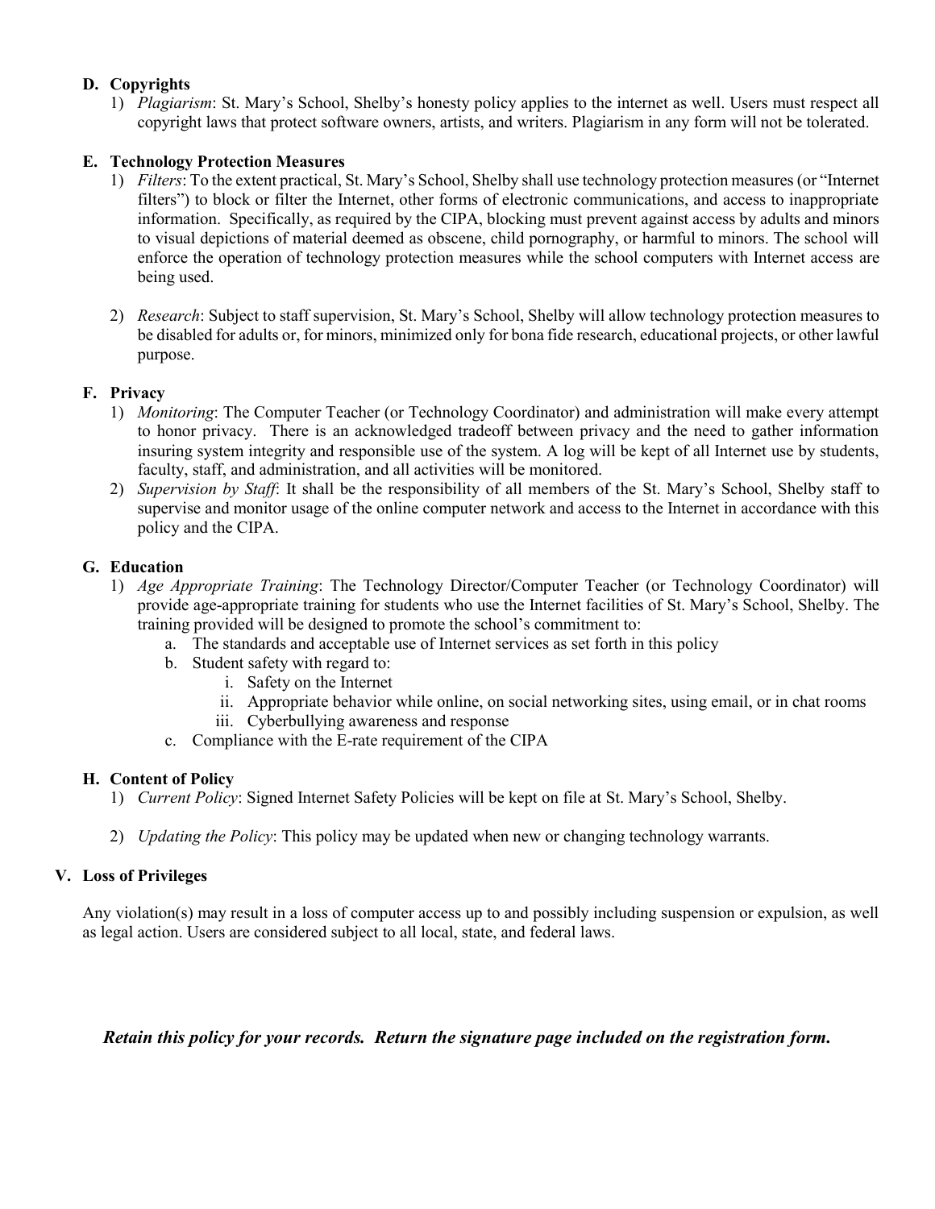**D. Copyrights**

1) *Plagiarism*: St. Mary's School, Shelby's honesty policy applies to the internet as well. Users must respect all copyright laws that protect software owners, artists, and writers. Plagiarism in any form will not be tolerated.

**E. Technology Protection Measures**

1) *Filters*: To the extent practical, St. Mary's School, Shelby shall use technology protection measures (or "Internet filters") to block or filter the Internet, other forms of electronic communications, and access to inappropriate information. Specifically, as required by the CIPA, blocking must prevent against access by adults and minors to visual depictions of material deemed as obscene, child pornography, or harmful to minors. The school will enforce the operation of technology protection measures while the school computers with Internet access are being used.

2) *Research*: Subject to staff supervision, St. Mary's School, Shelby will allow technology protection measures to be disabled for adults or, for minors, minimized only for bona fide research, educational projects, or other lawful purpose.

**F. Privacy**

1) *Monitoring*: The Computer Teacher (or Technology Coordinator) and administration will make every attempt to honor privacy. There is an acknowledged tradeoff between privacy and the need to gather information insuring system integrity and responsible use of the system. A log will be kept of all Internet use by students, faculty, staff, and administration, and all activities will be monitored.
2) *Supervision by Staff*: It shall be the responsibility of all members of the St. Mary's School, Shelby staff to supervise and monitor usage of the online computer network and access to the Internet in accordance with this policy and the CIPA.

**G. Education**

1) *Age Appropriate Training*: The Technology Director/Computer Teacher (or Technology Coordinator) will provide age-appropriate training for students who use the Internet facilities of St. Mary's School, Shelby. The training provided will be designed to promote the school's commitment to:
   a. The standards and acceptable use of Internet services as set forth in this policy
   b. Student safety with regard to:
      i. Safety on the Internet
      ii. Appropriate behavior while online, on social networking sites, using email, or in chat rooms
      iii. Cyberbullying awareness and response
   c. Compliance with the E-rate requirement of the CIPA

**H. Content of Policy**

1) *Current Policy*: Signed Internet Safety Policies will be kept on file at St. Mary's School, Shelby.

2) *Updating the Policy*: This policy may be updated when new or changing technology warrants.

**V. Loss of Privileges**

Any violation(s) may result in a loss of computer access up to and possibly including suspension or expulsion, as well as legal action. Users are considered subject to all local, state, and federal laws.

***Retain this policy for your records. Return the signature page included on the registration form.***